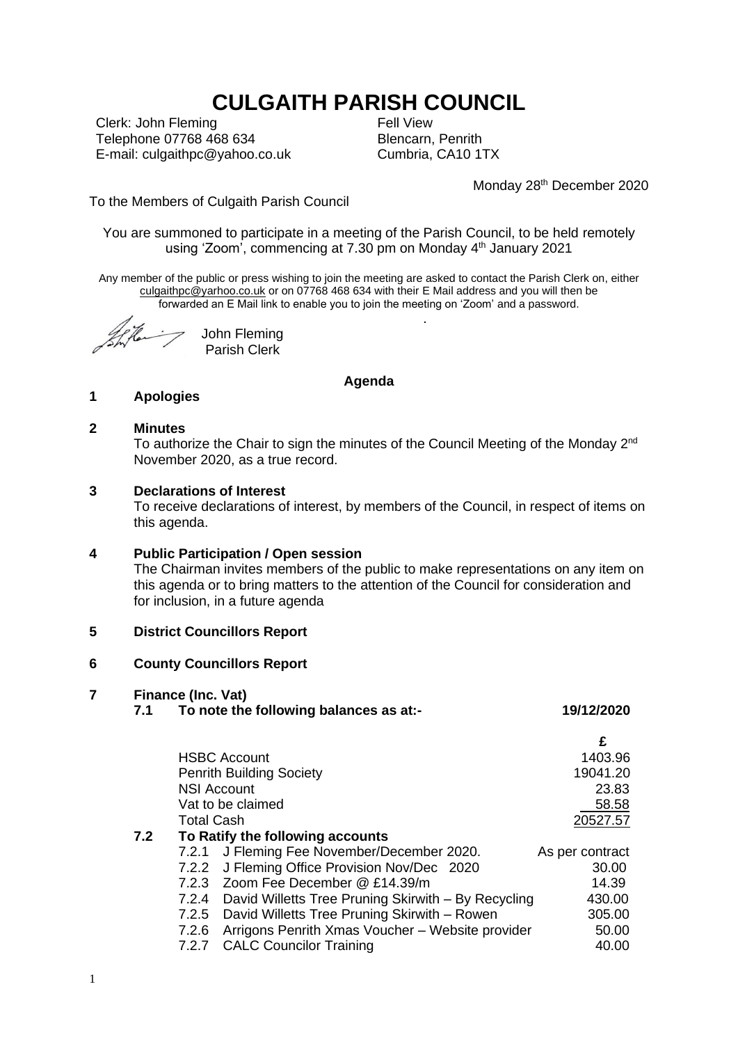# CULGAITH PARISH COUNCIL

Clerk: John Fleming
Telephone 07768 468 634
E-mail: culgaithpc@yahoo.co.uk

Fell View
Blencarn, Penrith
Cumbria, CA10 1TX

Monday 28th December 2020

To the Members of Culgaith Parish Council

You are summoned to participate in a meeting of the Parish Council, to be held remotely using 'Zoom', commencing at 7.30 pm on Monday 4th January 2021

Any member of the public or press wishing to join the meeting are asked to contact the Parish Clerk on, either culgaithpc@yarhoo.co.uk or on 07768 468 634 with their E Mail address and you will then be forwarded an E Mail link to enable you to join the meeting on 'Zoom' and a password.

John Fleming
Parish Clerk

## Agenda

**1 Apologies**

**2 Minutes**

To authorize the Chair to sign the minutes of the Council Meeting of the Monday 2nd November 2020, as a true record.

**3 Declarations of Interest**

To receive declarations of interest, by members of the Council, in respect of items on this agenda.

**4 Public Participation / Open session**

The Chairman invites members of the public to make representations on any item on this agenda or to bring matters to the attention of the Council for consideration and for inclusion, in a future agenda

**5 District Councillors Report**

**6 County Councillors Report**

**7 Finance (Inc. Vat)**

**7.1 To note the following balances as at:- 19/12/2020**

| | £ |
|---|---|
| HSBC Account | 1403.96 |
| Penrith Building Society | 19041.20 |
| NSI Account | 23.83 |
| Vat to be claimed | 58.58 |
| Total Cash | 20527.57 |

**7.2 To Ratify the following accounts**

| | | |
|---|---|---|
| 7.2.1 | J Fleming Fee November/December 2020. | As per contract |
| 7.2.2 | J Fleming Office Provision Nov/Dec 2020 | 30.00 |
| 7.2.3 | Zoom Fee December @ £14.39/m | 14.39 |
| 7.2.4 | David Willetts Tree Pruning Skirwith – By Recycling | 430.00 |
| 7.2.5 | David Willetts Tree Pruning Skirwith – Rowen | 305.00 |
| 7.2.6 | Arrigons Penrith Xmas Voucher – Website provider | 50.00 |
| 7.2.7 | CALC Councilor Training | 40.00 |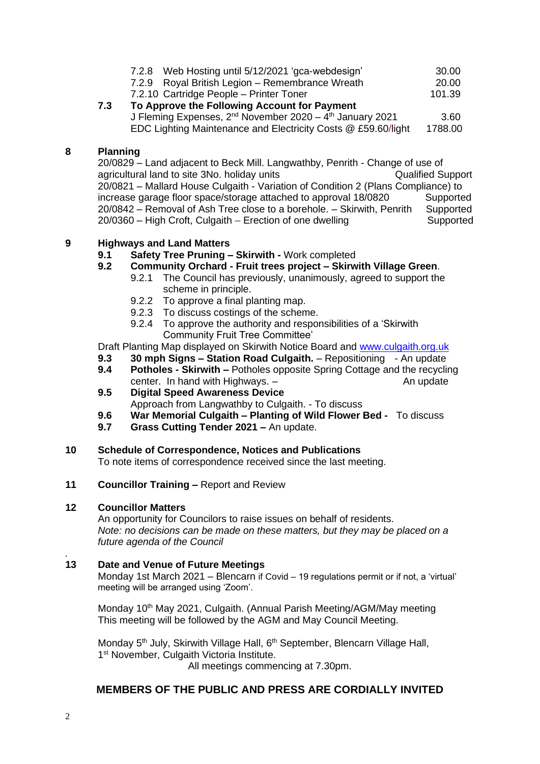7.2.8 Web Hosting until 5/12/2021 'gca-webdesign' 30.00
7.2.9 Royal British Legion – Remembrance Wreath 20.00
7.2.10 Cartridge People – Printer Toner 101.39

**7.3 To Approve the Following Account for Payment**

J Fleming Expenses, 2nd November 2020 – 4th January 2021 3.60
EDC Lighting Maintenance and Electricity Costs @ £59.60/light 1788.00

## 8 Planning

20/0829 – Land adjacent to Beck Mill. Langwathby, Penrith - Change of use of agricultural land to site 3No. holiday units — Qualified Support

20/0821 – Mallard House Culgaith - Variation of Condition 2 (Plans Compliance) to increase garage floor space/storage attached to approval 18/0820 — Supported

20/0842 – Removal of Ash Tree close to a borehole. – Skirwith, Penrith — Supported

20/0360 – High Croft, Culgaith – Erection of one dwelling — Supported

## 9 Highways and Land Matters

**9.1 Safety Tree Pruning – Skirwith -** Work completed

**9.2 Community Orchard - Fruit trees project – Skirwith Village Green**.

- 9.2.1 The Council has previously, unanimously, agreed to support the scheme in principle.
- 9.2.2 To approve a final planting map.
- 9.2.3 To discuss costings of the scheme.
- 9.2.4 To approve the authority and responsibilities of a 'Skirwith Community Fruit Tree Committee'

Draft Planting Map displayed on Skirwith Notice Board and www.culgaith.org.uk

**9.3 30 mph Signs – Station Road Culgaith.** – Repositioning - An update

**9.4 Potholes - Skirwith –** Potholes opposite Spring Cottage and the recycling center. In hand with Highways. – An update

**9.5 Digital Speed Awareness Device**
Approach from Langwathby to Culgaith. - To discuss

**9.6 War Memorial Culgaith – Planting of Wild Flower Bed -** To discuss

**9.7 Grass Cutting Tender 2021 –** An update.

## 10 Schedule of Correspondence, Notices and Publications

To note items of correspondence received since the last meeting.

## 11 Councillor Training – Report and Review

## 12 Councillor Matters

An opportunity for Councilors to raise issues on behalf of residents.
*Note: no decisions can be made on these matters, but they may be placed on a future agenda of the Council*

## 13 Date and Venue of Future Meetings

Monday 1st March 2021 – Blencarn if Covid – 19 regulations permit or if not, a 'virtual' meeting will be arranged using 'Zoom'.

Monday 10th May 2021, Culgaith. (Annual Parish Meeting/AGM/May meeting This meeting will be followed by the AGM and May Council Meeting.

Monday 5th July, Skirwith Village Hall, 6th September, Blencarn Village Hall, 1st November, Culgaith Victoria Institute.
All meetings commencing at 7.30pm.

**MEMBERS OF THE PUBLIC AND PRESS ARE CORDIALLY INVITED**